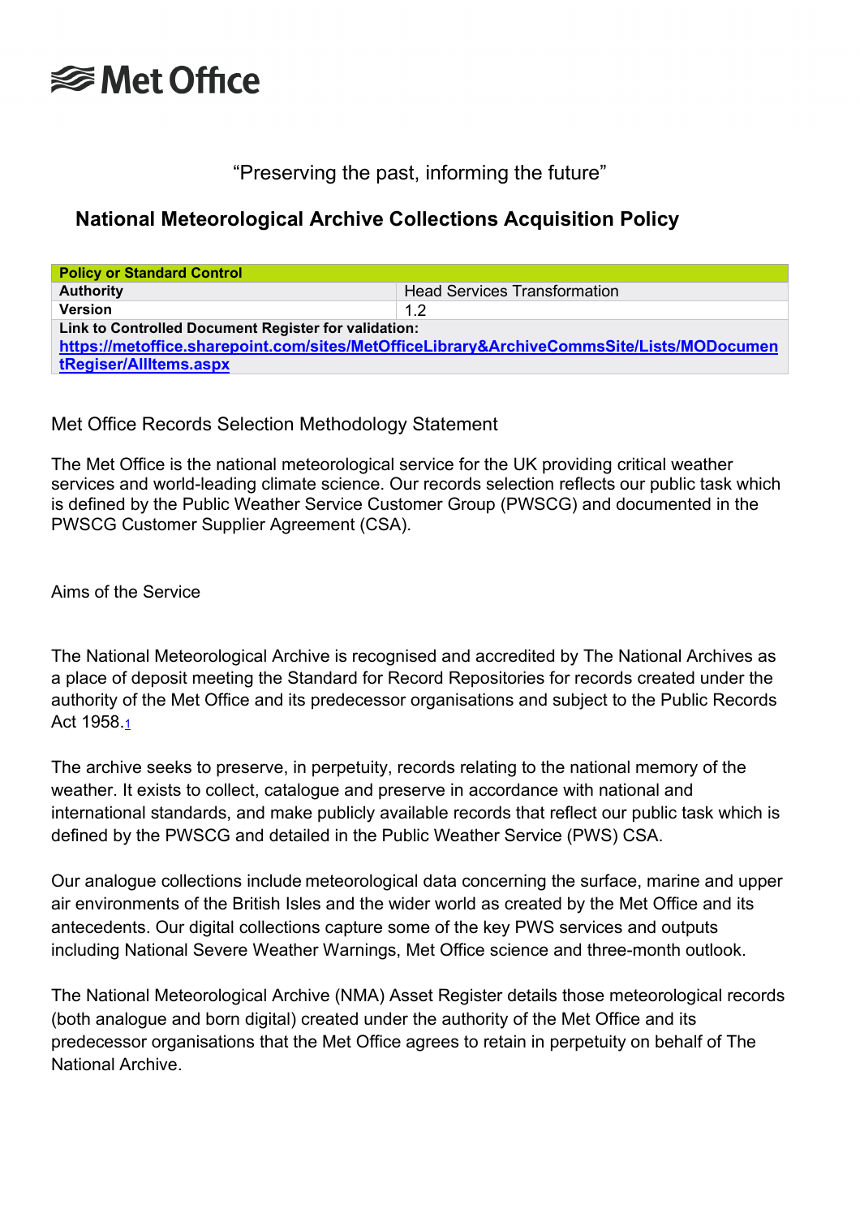Met Office

"Preserving the past, informing the future"

# National Meteorological Archive Collections Acquisition Policy

| Policy or Standard Control | |
|---|---|
| **Authority** | Head Services Transformation |
| **Version** | 1.2 |
| **Link to Controlled Document Register for validation:** [https://metoffice.sharepoint.com/sites/MetOfficeLibrary&ArchiveCommsSite/Lists/MODocumentRegiser/AllItems.aspx](https://metoffice.sharepoint.com/sites/MetOfficeLibrary&ArchiveCommsSite/Lists/MODocumentRegiser/AllItems.aspx) | |

## Met Office Records Selection Methodology Statement

The Met Office is the national meteorological service for the UK providing critical weather services and world-leading climate science. Our records selection reflects our public task which is defined by the Public Weather Service Customer Group (PWSCG) and documented in the PWSCG Customer Supplier Agreement (CSA).

## Aims of the Service

The National Meteorological Archive is recognised and accredited by The National Archives as a place of deposit meeting the Standard for Record Repositories for records created under the authority of the Met Office and its predecessor organisations and subject to the Public Records Act 1958.[1]

The archive seeks to preserve, in perpetuity, records relating to the national memory of the weather. It exists to collect, catalogue and preserve in accordance with national and international standards, and make publicly available records that reflect our public task which is defined by the PWSCG and detailed in the Public Weather Service (PWS) CSA.

Our analogue collections include meteorological data concerning the surface, marine and upper air environments of the British Isles and the wider world as created by the Met Office and its antecedents. Our digital collections capture some of the key PWS services and outputs including National Severe Weather Warnings, Met Office science and three-month outlook.

The National Meteorological Archive (NMA) Asset Register details those meteorological records (both analogue and born digital) created under the authority of the Met Office and its predecessor organisations that the Met Office agrees to retain in perpetuity on behalf of The National Archive.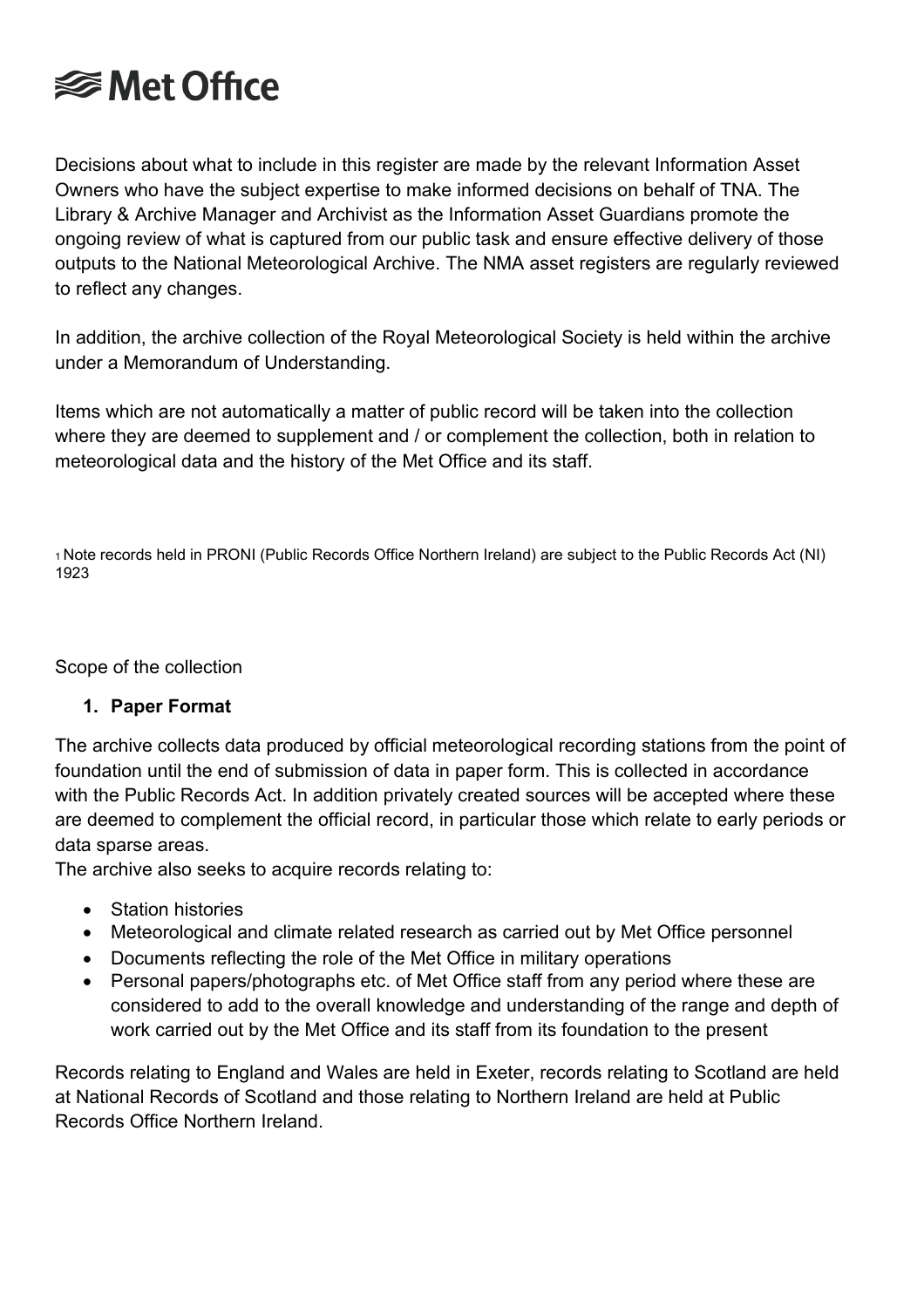Decisions about what to include in this register are made by the relevant Information Asset Owners who have the subject expertise to make informed decisions on behalf of TNA. The Library & Archive Manager and Archivist as the Information Asset Guardians promote the ongoing review of what is captured from our public task and ensure effective delivery of those outputs to the National Meteorological Archive. The NMA asset registers are regularly reviewed to reflect any changes.

In addition, the archive collection of the Royal Meteorological Society is held within the archive under a Memorandum of Understanding.

Items which are not automatically a matter of public record will be taken into the collection where they are deemed to supplement and / or complement the collection, both in relation to meteorological data and the history of the Met Office and its staff.

[1] Note records held in PRONI (Public Records Office Northern Ireland) are subject to the Public Records Act (NI) 1923

Scope of the collection

1. **Paper Format**

The archive collects data produced by official meteorological recording stations from the point of foundation until the end of submission of data in paper form. This is collected in accordance with the Public Records Act. In addition privately created sources will be accepted where these are deemed to complement the official record, in particular those which relate to early periods or data sparse areas.
The archive also seeks to acquire records relating to:

- Station histories
- Meteorological and climate related research as carried out by Met Office personnel
- Documents reflecting the role of the Met Office in military operations
- Personal papers/photographs etc. of Met Office staff from any period where these are considered to add to the overall knowledge and understanding of the range and depth of work carried out by the Met Office and its staff from its foundation to the present

Records relating to England and Wales are held in Exeter, records relating to Scotland are held at National Records of Scotland and those relating to Northern Ireland are held at Public Records Office Northern Ireland.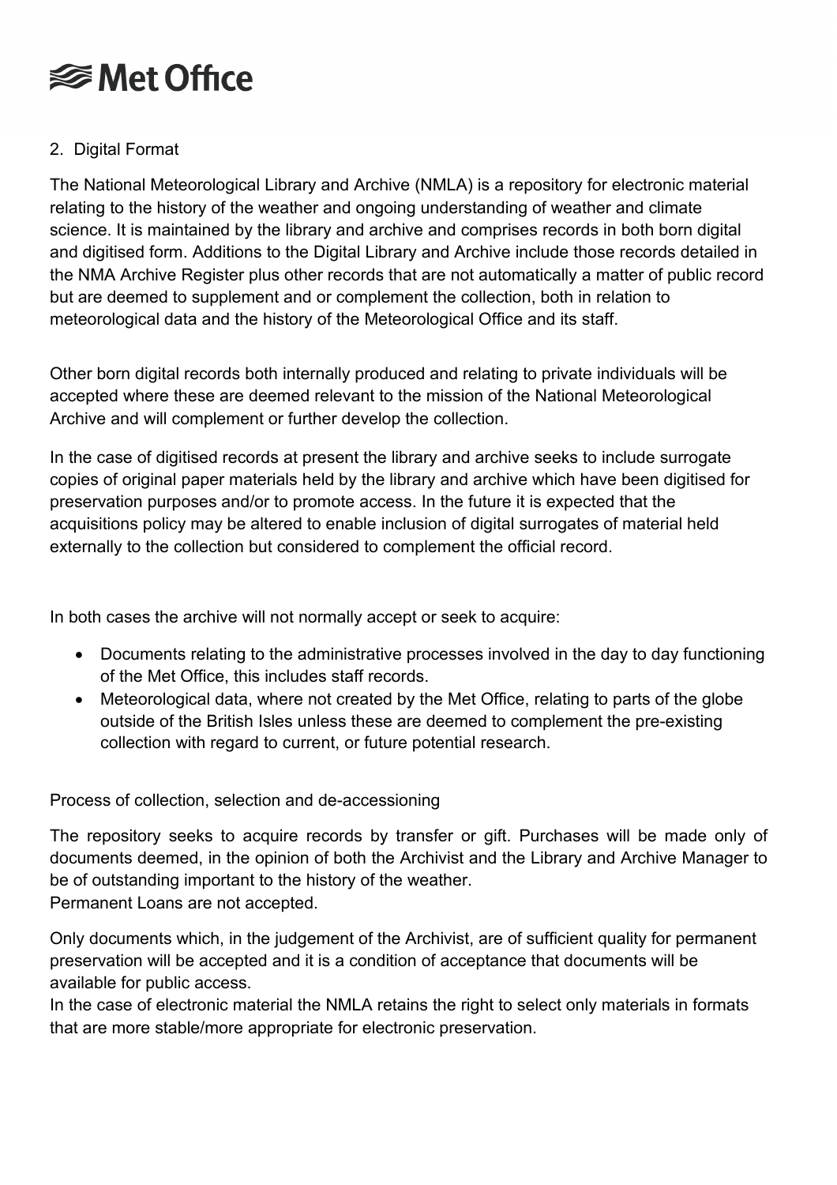## 2. Digital Format

The National Meteorological Library and Archive (NMLA) is a repository for electronic material relating to the history of the weather and ongoing understanding of weather and climate science. It is maintained by the library and archive and comprises records in both born digital and digitised form. Additions to the Digital Library and Archive include those records detailed in the NMA Archive Register plus other records that are not automatically a matter of public record but are deemed to supplement and or complement the collection, both in relation to meteorological data and the history of the Meteorological Office and its staff.

Other born digital records both internally produced and relating to private individuals will be accepted where these are deemed relevant to the mission of the National Meteorological Archive and will complement or further develop the collection.

In the case of digitised records at present the library and archive seeks to include surrogate copies of original paper materials held by the library and archive which have been digitised for preservation purposes and/or to promote access. In the future it is expected that the acquisitions policy may be altered to enable inclusion of digital surrogates of material held externally to the collection but considered to complement the official record.

In both cases the archive will not normally accept or seek to acquire:

- Documents relating to the administrative processes involved in the day to day functioning of the Met Office, this includes staff records.
- Meteorological data, where not created by the Met Office, relating to parts of the globe outside of the British Isles unless these are deemed to complement the pre-existing collection with regard to current, or future potential research.

### Process of collection, selection and de-accessioning

The repository seeks to acquire records by transfer or gift. Purchases will be made only of documents deemed, in the opinion of both the Archivist and the Library and Archive Manager to be of outstanding important to the history of the weather.
Permanent Loans are not accepted.

Only documents which, in the judgement of the Archivist, are of sufficient quality for permanent preservation will be accepted and it is a condition of acceptance that documents will be available for public access.
In the case of electronic material the NMLA retains the right to select only materials in formats that are more stable/more appropriate for electronic preservation.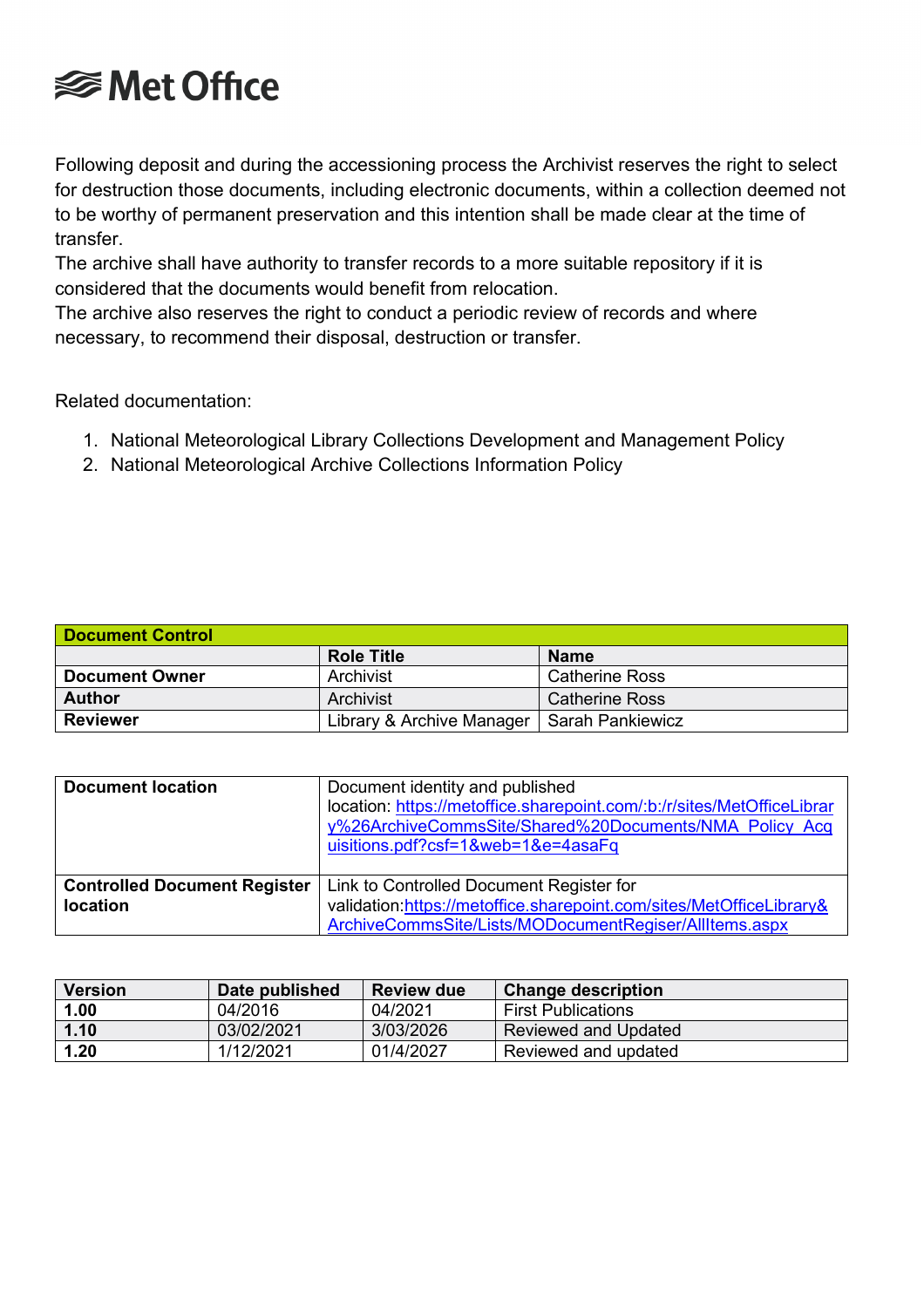Following deposit and during the accessioning process the Archivist reserves the right to select for destruction those documents, including electronic documents, within a collection deemed not to be worthy of permanent preservation and this intention shall be made clear at the time of transfer.
The archive shall have authority to transfer records to a more suitable repository if it is considered that the documents would benefit from relocation.
The archive also reserves the right to conduct a periodic review of records and where necessary, to recommend their disposal, destruction or transfer.

Related documentation:

1. National Meteorological Library Collections Development and Management Policy
2. National Meteorological Archive Collections Information Policy

| **Document Control** | | |
|---|---|---|
| | **Role Title** | **Name** |
| **Document Owner** | Archivist | Catherine Ross |
| **Author** | Archivist | Catherine Ross |
| **Reviewer** | Library & Archive Manager | Sarah Pankiewicz |

| | |
|---|---|
| **Document location** | Document identity and published location: [https://metoffice.sharepoint.com/:b:/r/sites/MetOfficeLibrary%26ArchiveCommsSite/Shared%20Documents/NMA_Policy_Acquisitions.pdf?csf=1&web=1&e=4asaFq](https://metoffice.sharepoint.com/:b:/r/sites/MetOfficeLibrary%26ArchiveCommsSite/Shared%20Documents/NMA_Policy_Acquisitions.pdf?csf=1&web=1&e=4asaFq) |
| **Controlled Document Register location** | Link to Controlled Document Register for validation:[https://metoffice.sharepoint.com/sites/MetOfficeLibrary&ArchiveCommsSite/Lists/MODocumentRegiser/AllItems.aspx](https://metoffice.sharepoint.com/sites/MetOfficeLibrary&ArchiveCommsSite/Lists/MODocumentRegiser/AllItems.aspx) |

| Version | Date published | Review due | Change description |
|---|---|---|---|
| **1.00** | 04/2016 | 04/2021 | First Publications |
| **1.10** | 03/02/2021 | 3/03/2026 | Reviewed and Updated |
| **1.20** | 1/12/2021 | 01/4/2027 | Reviewed and updated |